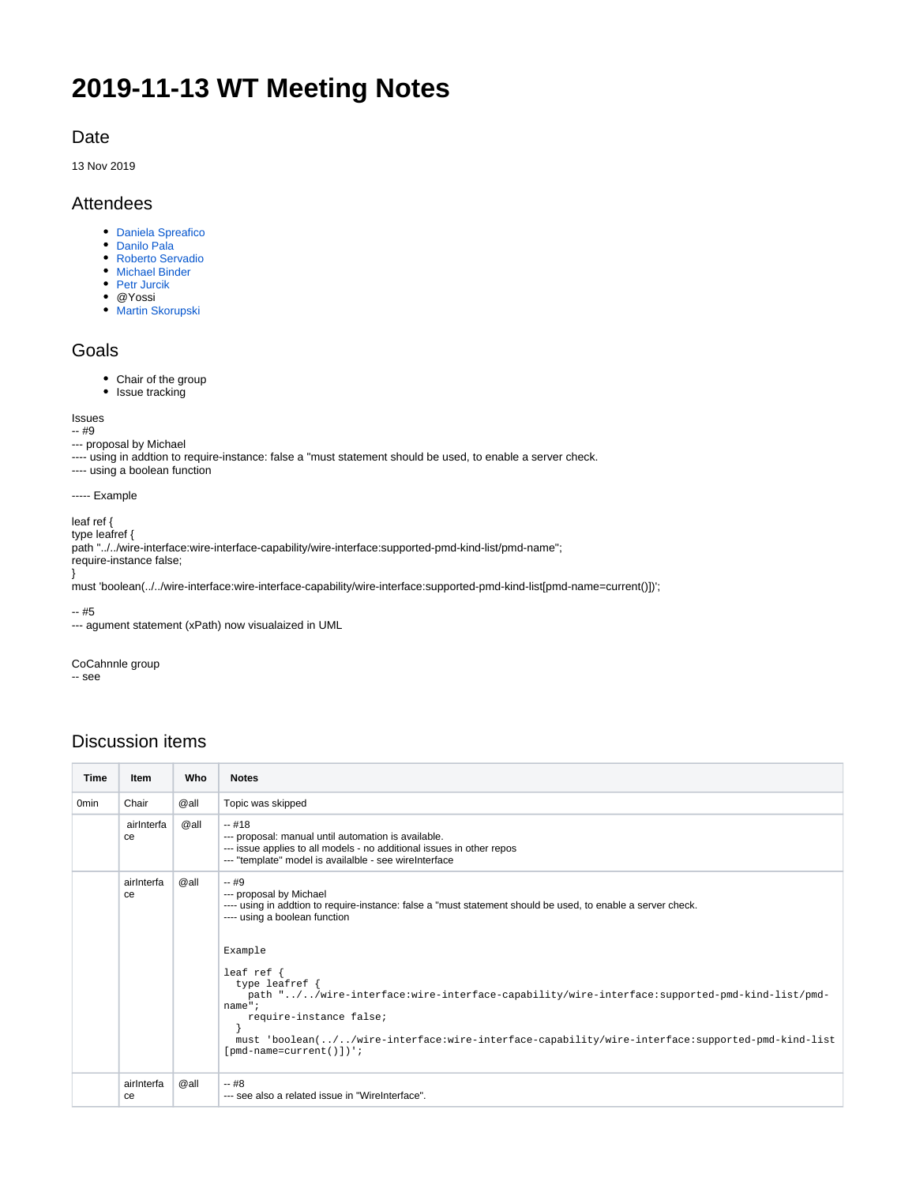# 2019-11-13 WT Meeting Notes

## Date

13 Nov 2019

## Attendees

- Daniela Spreafico
- Danilo Pala
- Roberto Servadio
- Michael Binder
- Petr Jurcik
- @Yossi
- Martin Skorupski

## Goals

- Chair of the group
- Issue tracking

Issues
-- #9
--- proposal by Michael
---- using in addtion to require-instance: false a "must statement should be used, to enable a server check.
---- using a boolean function

----- Example

leaf ref {
type leafref {
path "../../wire-interface:wire-interface-capability/wire-interface:supported-pmd-kind-list/pmd-name";
require-instance false;
}
must 'boolean(../../wire-interface:wire-interface-capability/wire-interface:supported-pmd-kind-list[pmd-name=current()])';

-- #5
--- agument statement (xPath) now visualaized in UML

CoCahnnle group
-- see

## Discussion items

| Time | Item | Who | Notes |
|---|---|---|---|
| 0min | Chair | @all | Topic was skipped |
| | airInterface | @all | -- #18<br>--- proposal: manual until automation is available.<br>--- issue applies to all models - no additional issues in other repos<br>--- "template" model is availalble - see wireInterface |
| | airInterface | @all | -- #9<br>--- proposal by Michael<br>---- using in addtion to require-instance: false a "must statement should be used, to enable a server check.<br>---- using a boolean function<br><br>`Example`<br><br>`leaf ref {`<br>`  type leafref {`<br>`    path "../../wire-interface:wire-interface-capability/wire-interface:supported-pmd-kind-list/pmd-name";`<br>`    require-instance false;`<br>`  }`<br>`  must 'boolean(../../wire-interface:wire-interface-capability/wire-interface:supported-pmd-kind-list[pmd-name=current()])';` |
| | airInterface | @all | -- #8<br>--- see also a related issue in "WireInterface". |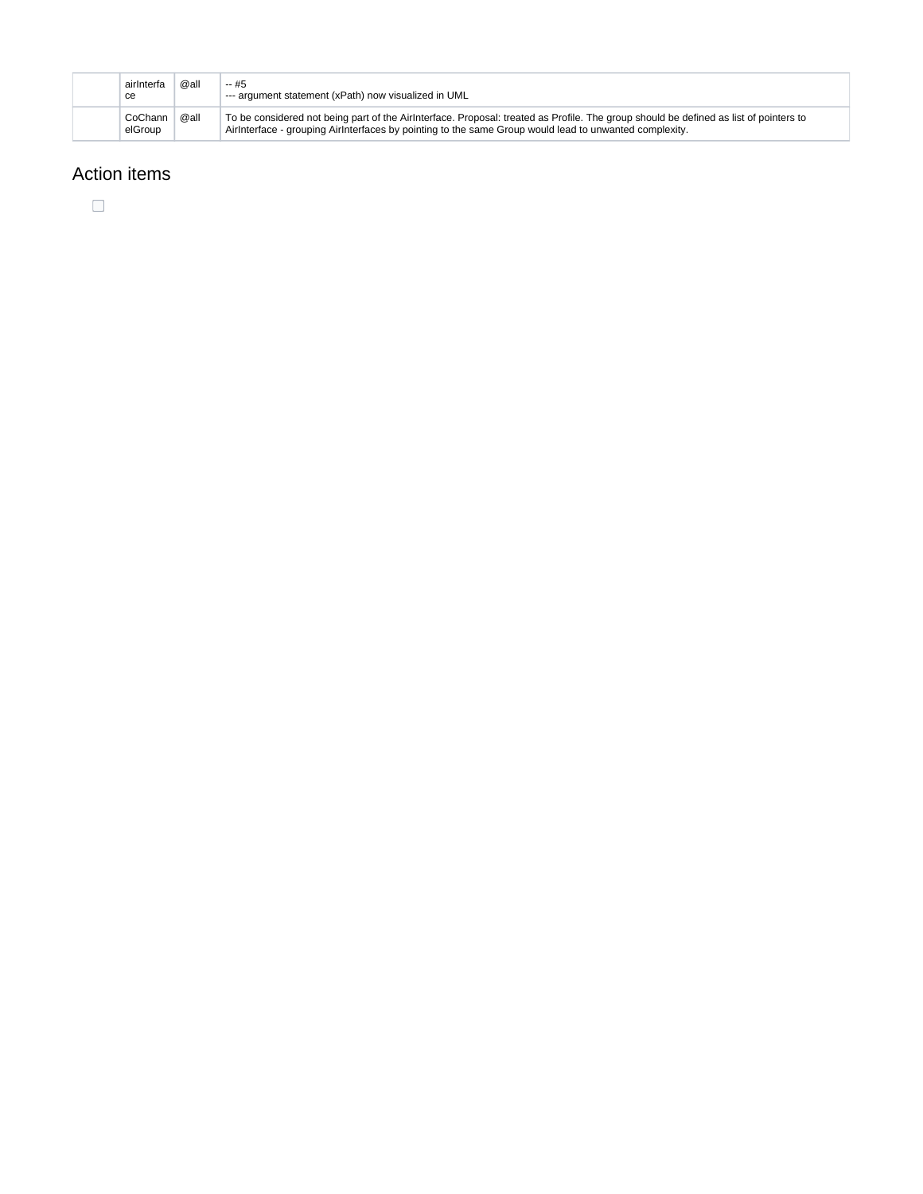| | | | |
|---|---|---|---|
| | airInterface | @all | -- #5<br>--- argument statement (xPath) now visualized in UML |
| | CoChannelGroup | @all | To be considered not being part of the AirInterface. Proposal: treated as Profile. The group should be defined as list of pointers to AirInterface - grouping AirInterfaces by pointing to the same Group would lead to unwanted complexity. |

## Action items

- [ ]